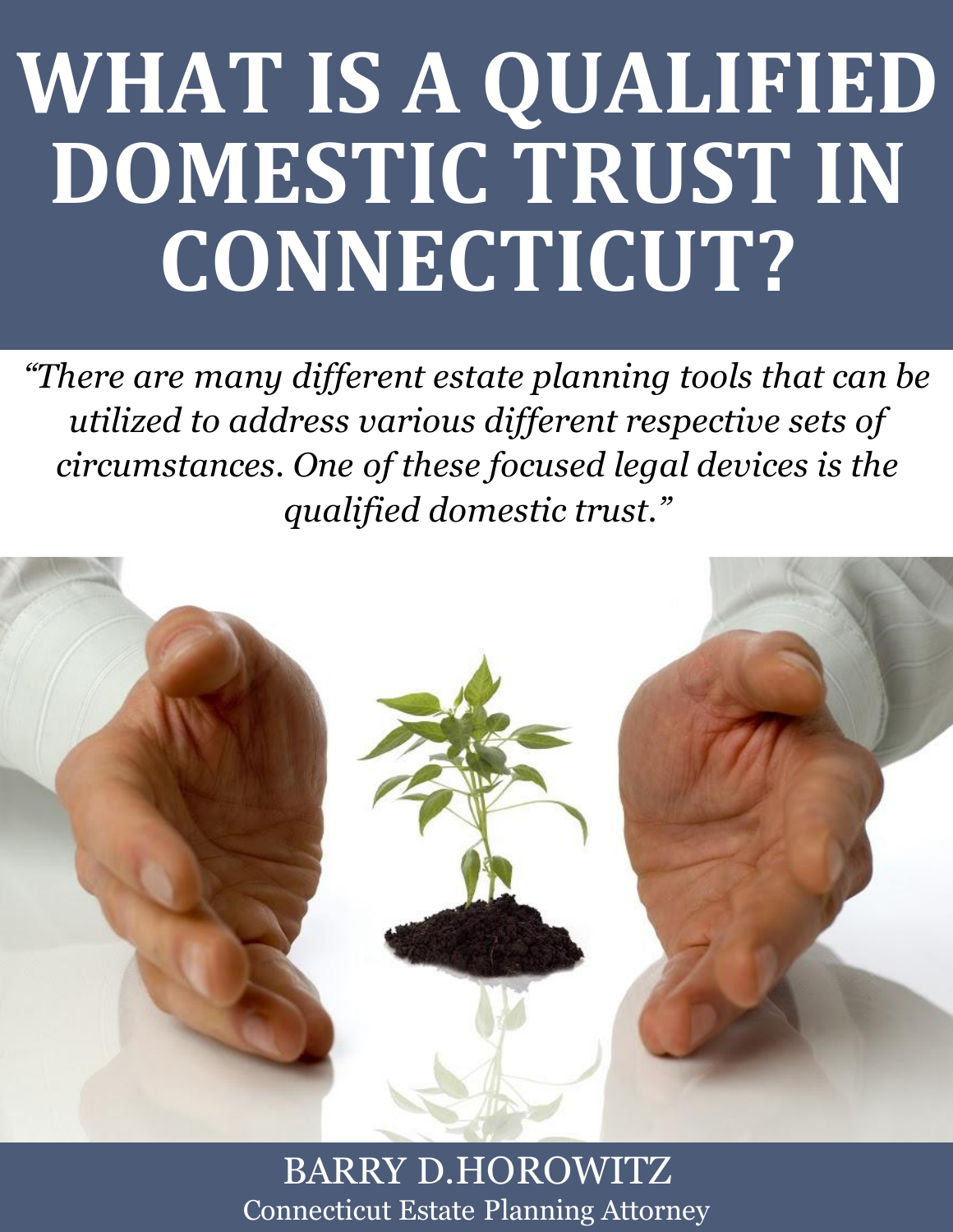# WHAT IS A QUALIFIED DOMESTIC TRUST IN CONNECTICUT?

*"There are many different estate planning tools that can be utilized to address various different respective sets of circumstances. One of these focused legal devices is the qualified domestic trust."*

BARRY D.HOROWITZ

Connecticut Estate Planning Attorney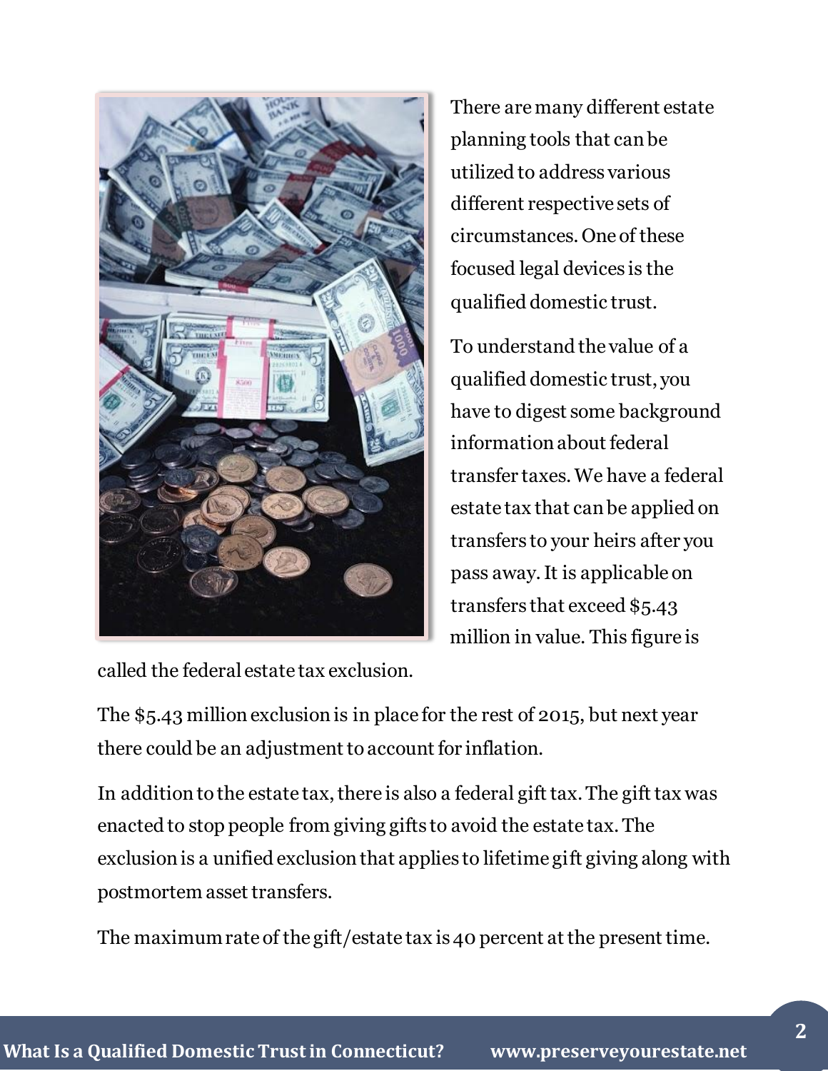There are many different estate planning tools that can be utilized to address various different respective sets of circumstances. One of these focused legal devices is the qualified domestic trust.

To understand the value of a qualified domestic trust, you have to digest some background information about federal transfer taxes. We have a federal estate tax that can be applied on transfers to your heirs after you pass away. It is applicable on transfers that exceed $5.43 million in value. This figure is called the federal estate tax exclusion.

The $5.43 million exclusion is in place for the rest of 2015, but next year there could be an adjustment to account for inflation.

In addition to the estate tax, there is also a federal gift tax. The gift tax was enacted to stop people from giving gifts to avoid the estate tax. The exclusion is a unified exclusion that applies to lifetime gift giving along with postmortem asset transfers.

The maximum rate of the gift/estate tax is 40 percent at the present time.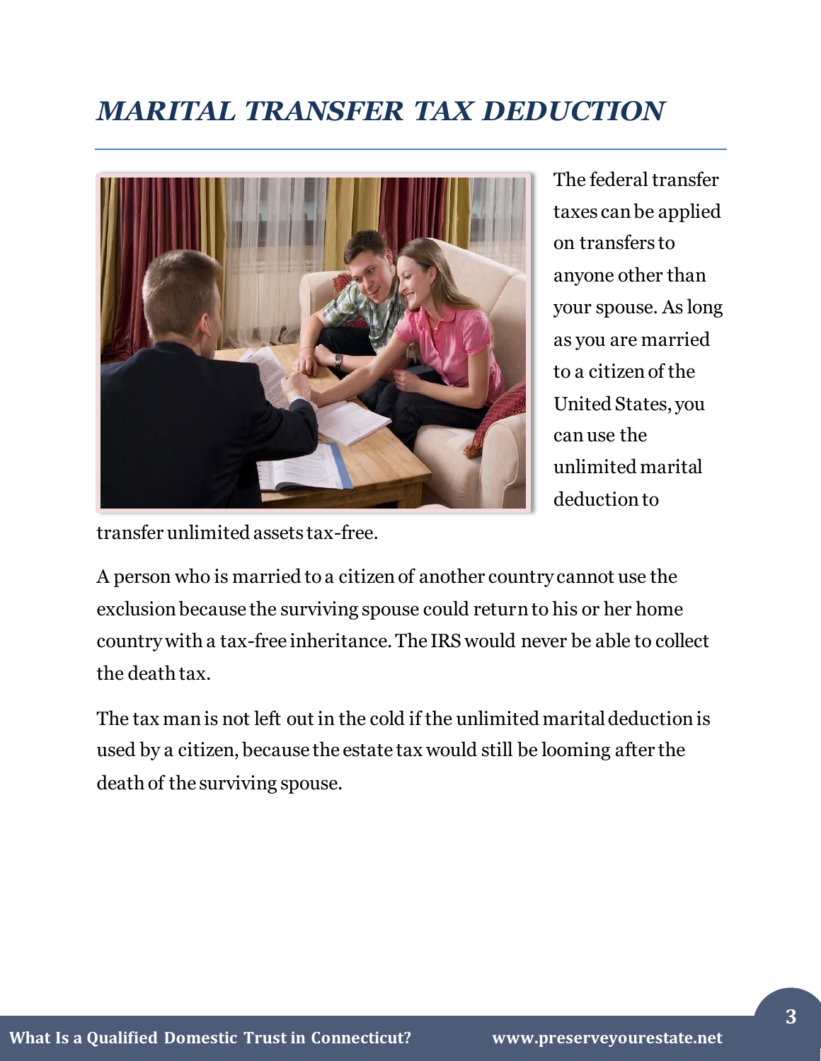## *MARITAL TRANSFER TAX DEDUCTION*

The federal transfer taxes can be applied on transfers to anyone other than your spouse. As long as you are married to a citizen of the United States, you can use the unlimited marital deduction to transfer unlimited assets tax-free.

A person who is married to a citizen of another country cannot use the exclusion because the surviving spouse could return to his or her home country with a tax-free inheritance. The IRS would never be able to collect the death tax.

The tax man is not left out in the cold if the unlimited marital deduction is used by a citizen, because the estate tax would still be looming after the death of the surviving spouse.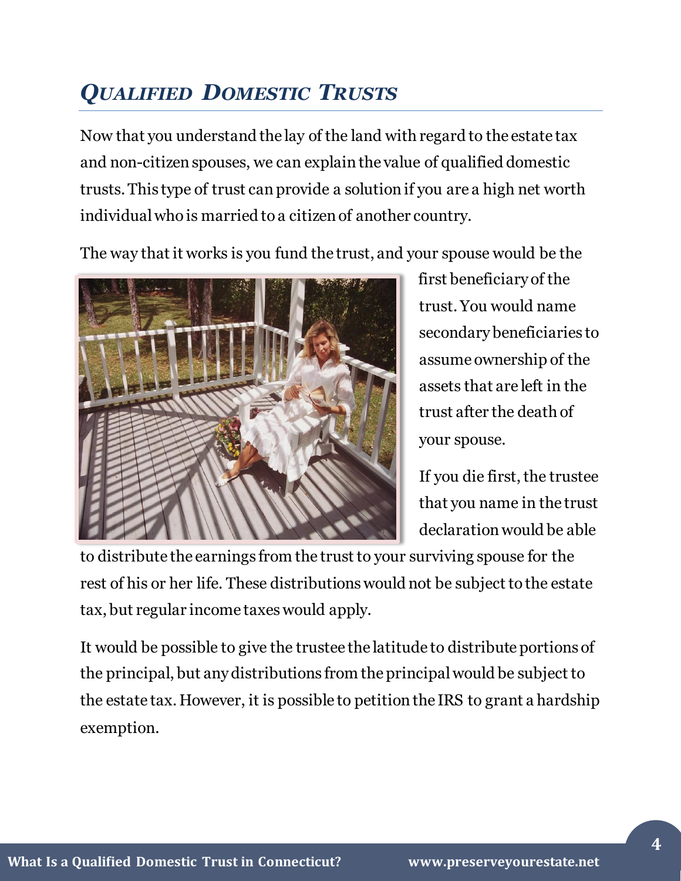## *Qualified Domestic Trusts*

Now that you understand the lay of the land with regard to the estate tax and non-citizen spouses, we can explain the value of qualified domestic trusts. This type of trust can provide a solution if you are a high net worth individual who is married to a citizen of another country.

The way that it works is you fund the trust, and your spouse would be the first beneficiary of the trust. You would name secondary beneficiaries to assume ownership of the assets that are left in the trust after the death of your spouse.

If you die first, the trustee that you name in the trust declaration would be able to distribute the earnings from the trust to your surviving spouse for the rest of his or her life. These distributions would not be subject to the estate tax, but regular income taxes would apply.

It would be possible to give the trustee the latitude to distribute portions of the principal, but any distributions from the principal would be subject to the estate tax. However, it is possible to petition the IRS to grant a hardship exemption.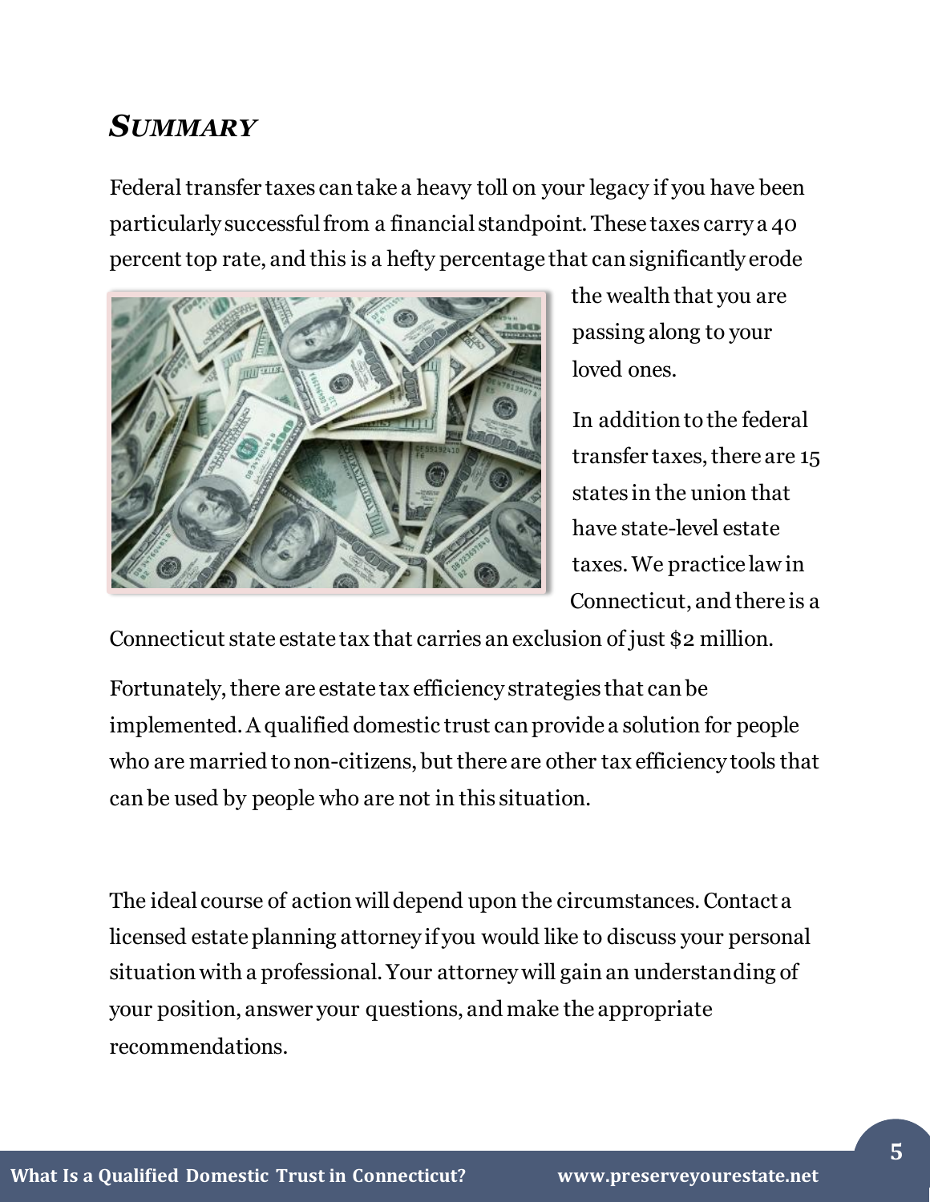## *SUMMARY*

Federal transfer taxes can take a heavy toll on your legacy if you have been particularly successful from a financial standpoint. These taxes carry a 40 percent top rate, and this is a hefty percentage that can significantly erode the wealth that you are passing along to your loved ones.

In addition to the federal transfer taxes, there are 15 states in the union that have state-level estate taxes. We practice law in Connecticut, and there is a Connecticut state estate tax that carries an exclusion of just $2 million.

Fortunately, there are estate tax efficiency strategies that can be implemented. A qualified domestic trust can provide a solution for people who are married to non-citizens, but there are other tax efficiency tools that can be used by people who are not in this situation.

The ideal course of action will depend upon the circumstances. Contact a licensed estate planning attorney if you would like to discuss your personal situation with a professional. Your attorney will gain an understanding of your position, answer your questions, and make the appropriate recommendations.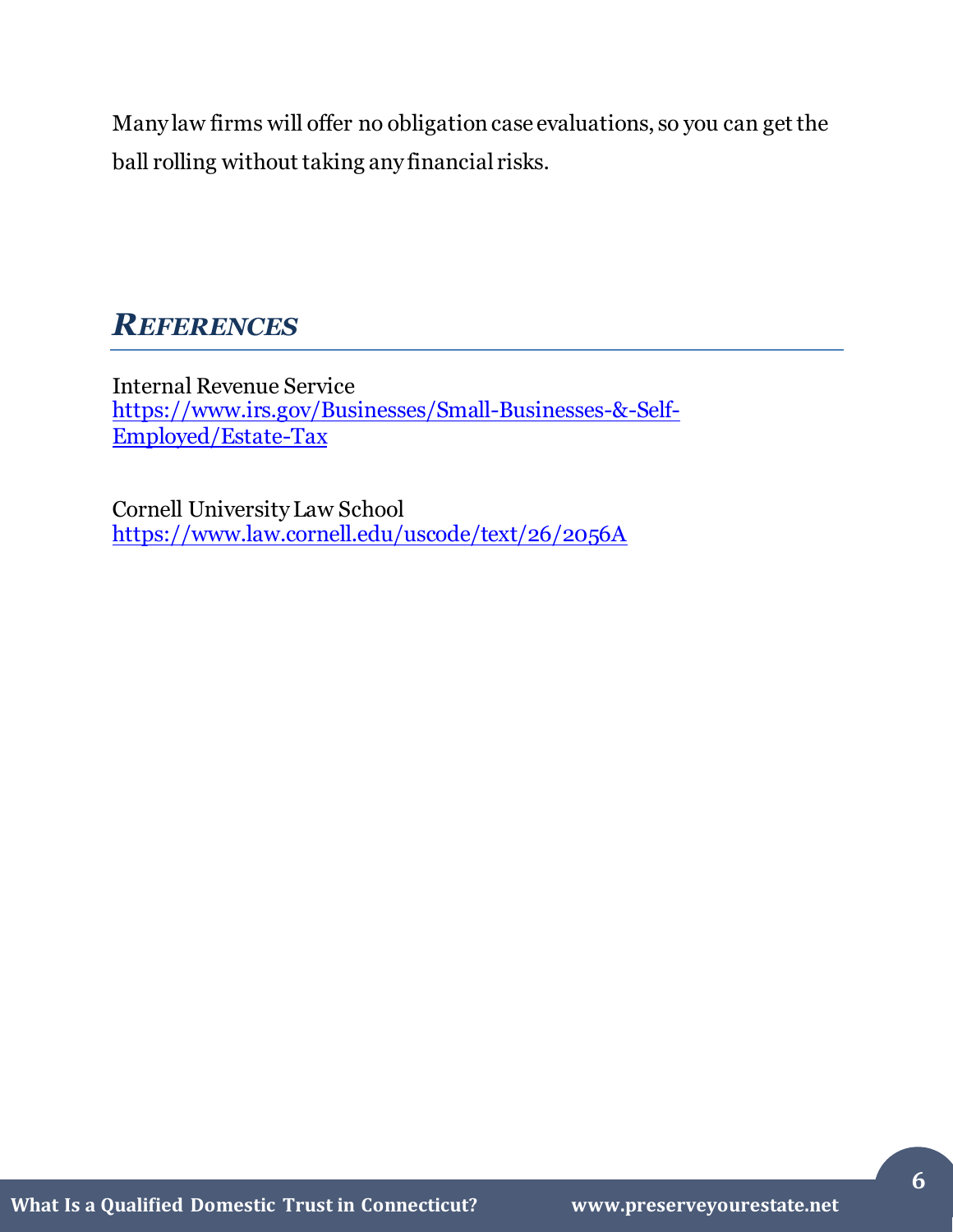Many law firms will offer no obligation case evaluations, so you can get the ball rolling without taking any financial risks.

## *REFERENCES*

Internal Revenue Service
https://www.irs.gov/Businesses/Small-Businesses-&-Self-Employed/Estate-Tax

Cornell University Law School
https://www.law.cornell.edu/uscode/text/26/2056A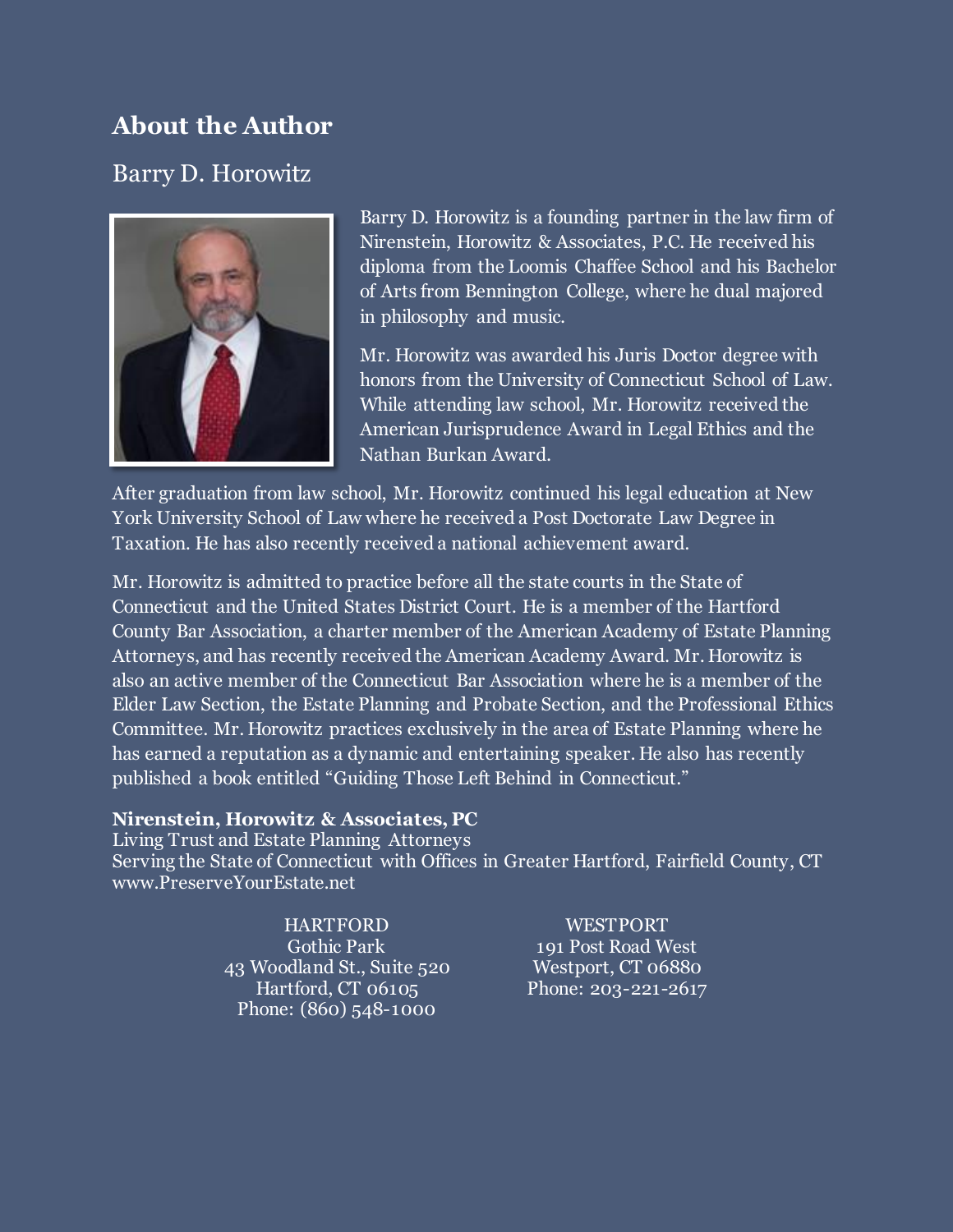## About the Author

### Barry D. Horowitz

Barry D. Horowitz is a founding partner in the law firm of Nirenstein, Horowitz & Associates, P.C. He received his diploma from the Loomis Chaffee School and his Bachelor of Arts from Bennington College, where he dual majored in philosophy and music.

Mr. Horowitz was awarded his Juris Doctor degree with honors from the University of Connecticut School of Law. While attending law school, Mr. Horowitz received the American Jurisprudence Award in Legal Ethics and the Nathan Burkan Award.

After graduation from law school, Mr. Horowitz continued his legal education at New York University School of Law where he received a Post Doctorate Law Degree in Taxation. He has also recently received a national achievement award.

Mr. Horowitz is admitted to practice before all the state courts in the State of Connecticut and the United States District Court. He is a member of the Hartford County Bar Association, a charter member of the American Academy of Estate Planning Attorneys, and has recently received the American Academy Award. Mr. Horowitz is also an active member of the Connecticut Bar Association where he is a member of the Elder Law Section, the Estate Planning and Probate Section, and the Professional Ethics Committee. Mr. Horowitz practices exclusively in the area of Estate Planning where he has earned a reputation as a dynamic and entertaining speaker. He also has recently published a book entitled "Guiding Those Left Behind in Connecticut."

**Nirenstein, Horowitz & Associates, PC**
Living Trust and Estate Planning Attorneys
Serving the State of Connecticut with Offices in Greater Hartford, Fairfield County, CT
www.PreserveYourEstate.net

HARTFORD
Gothic Park
43 Woodland St., Suite 520
Hartford, CT 06105
Phone: (860) 548-1000

WESTPORT
191 Post Road West
Westport, CT 06880
Phone: 203-221-2617